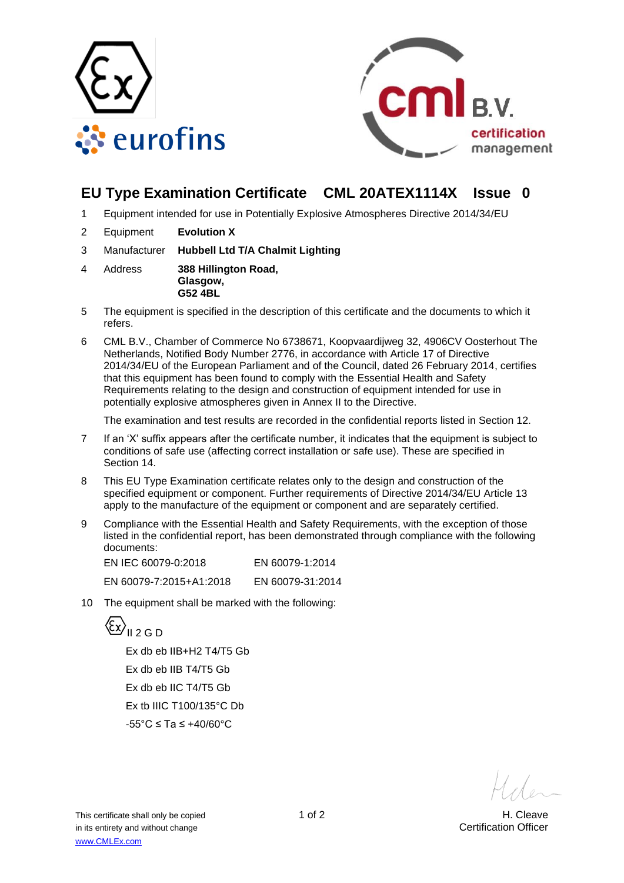## EU Type Examination Certificate CML 20ATEX1114X Issue 0

1 Equipment intended for use in Potentially Explosive Atmospheres Directive 2014/34/EU

2 Equipment **Evolution X**

3 Manufacturer **Hubbell Ltd T/A Chalmit Lighting**

4 Address **388 Hillington Road,**
**Glasgow,**
**G52 4BL**

5 The equipment is specified in the description of this certificate and the documents to which it refers.

6 CML B.V., Chamber of Commerce No 6738671, Koopvaardijweg 32, 4906CV Oosterhout The Netherlands, Notified Body Number 2776, in accordance with Article 17 of Directive 2014/34/EU of the European Parliament and of the Council, dated 26 February 2014, certifies that this equipment has been found to comply with the Essential Health and Safety Requirements relating to the design and construction of equipment intended for use in potentially explosive atmospheres given in Annex II to the Directive.

The examination and test results are recorded in the confidential reports listed in Section 12.

7 If an 'X' suffix appears after the certificate number, it indicates that the equipment is subject to conditions of safe use (affecting correct installation or safe use). These are specified in Section 14.

8 This EU Type Examination certificate relates only to the design and construction of the specified equipment or component. Further requirements of Directive 2014/34/EU Article 13 apply to the manufacture of the equipment or component and are separately certified.

9 Compliance with the Essential Health and Safety Requirements, with the exception of those listed in the confidential report, has been demonstrated through compliance with the following documents:

| | |
|---|---|
| EN IEC 60079-0:2018 | EN 60079-1:2014 |
| EN 60079-7:2015+A1:2018 | EN 60079-31:2014 |

10 The equipment shall be marked with the following:

Ex II 2 G D

Ex db eb IIB+H2 T4/T5 Gb

Ex db eb IIB T4/T5 Gb

Ex db eb IIC T4/T5 Gb

Ex tb IIIC T100/135°C Db

-55°C ≤ Ta ≤ +40/60°C

This certificate shall only be copied in its entirety and without change

www.CMLEx.com

H. Cleave
Certification Officer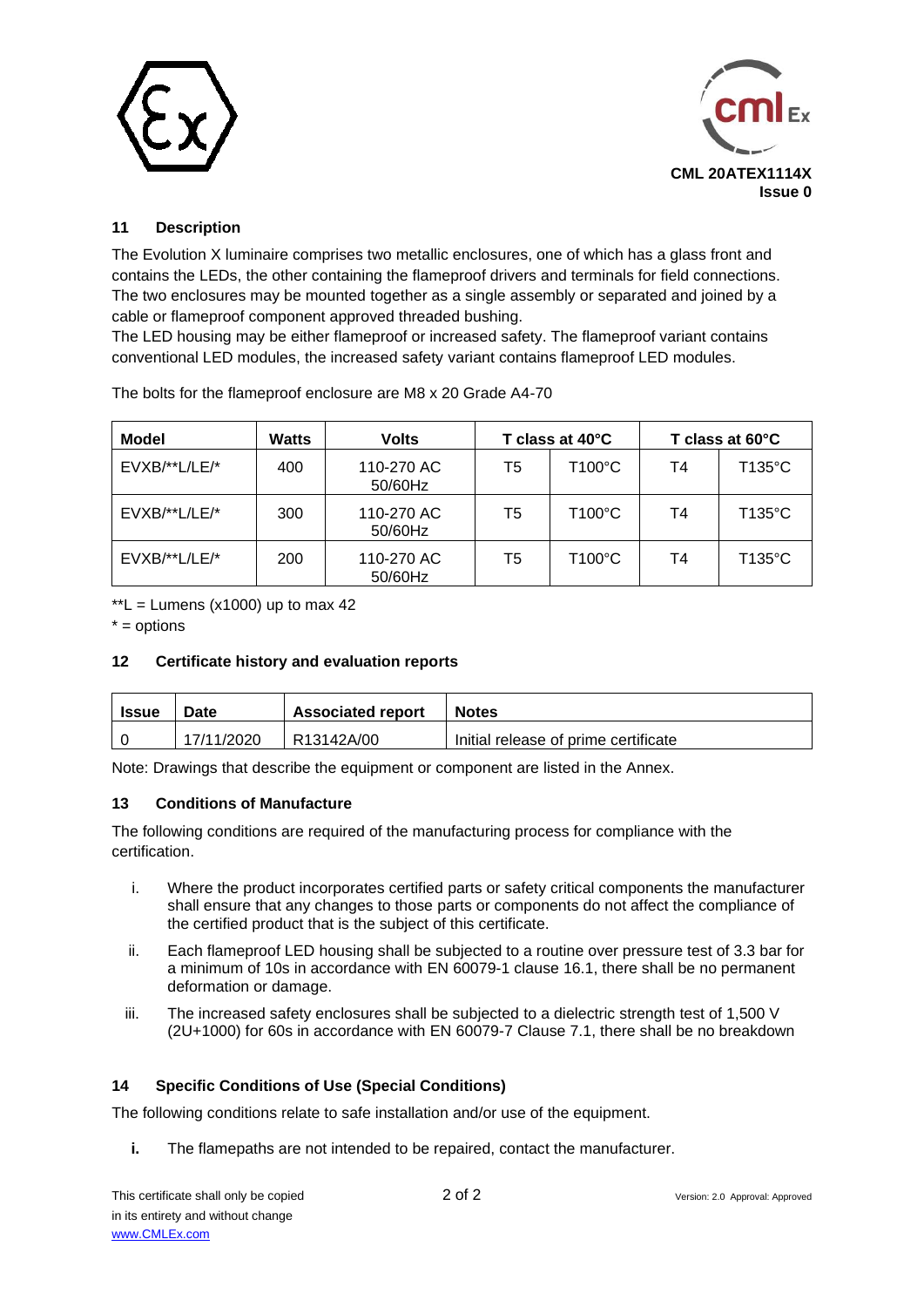## 11 Description

The Evolution X luminaire comprises two metallic enclosures, one of which has a glass front and contains the LEDs, the other containing the flameproof drivers and terminals for field connections. The two enclosures may be mounted together as a single assembly or separated and joined by a cable or flameproof component approved threaded bushing.

The LED housing may be either flameproof or increased safety. The flameproof variant contains conventional LED modules, the increased safety variant contains flameproof LED modules.

The bolts for the flameproof enclosure are M8 x 20 Grade A4-70

| Model | Watts | Volts | T class at 40°C | | T class at 60°C | |
|---|---|---|---|---|---|---|
| EVXB/**L/LE/* | 400 | 110-270 AC 50/60Hz | T5 | T100°C | T4 | T135°C |
| EVXB/**L/LE/* | 300 | 110-270 AC 50/60Hz | T5 | T100°C | T4 | T135°C |
| EVXB/**L/LE/* | 200 | 110-270 AC 50/60Hz | T5 | T100°C | T4 | T135°C |

**L = Lumens (x1000) up to max 42

* = options

## 12 Certificate history and evaluation reports

| Issue | Date | Associated report | Notes |
|---|---|---|---|
| 0 | 17/11/2020 | R13142A/00 | Initial release of prime certificate |

Note: Drawings that describe the equipment or component are listed in the Annex.

## 13 Conditions of Manufacture

The following conditions are required of the manufacturing process for compliance with the certification.

i. Where the product incorporates certified parts or safety critical components the manufacturer shall ensure that any changes to those parts or components do not affect the compliance of the certified product that is the subject of this certificate.

ii. Each flameproof LED housing shall be subjected to a routine over pressure test of 3.3 bar for a minimum of 10s in accordance with EN 60079-1 clause 16.1, there shall be no permanent deformation or damage.

iii. The increased safety enclosures shall be subjected to a dielectric strength test of 1,500 V (2U+1000) for 60s in accordance with EN 60079-7 Clause 7.1, there shall be no breakdown

## 14 Specific Conditions of Use (Special Conditions)

The following conditions relate to safe installation and/or use of the equipment.

**i.** The flamepaths are not intended to be repaired, contact the manufacturer.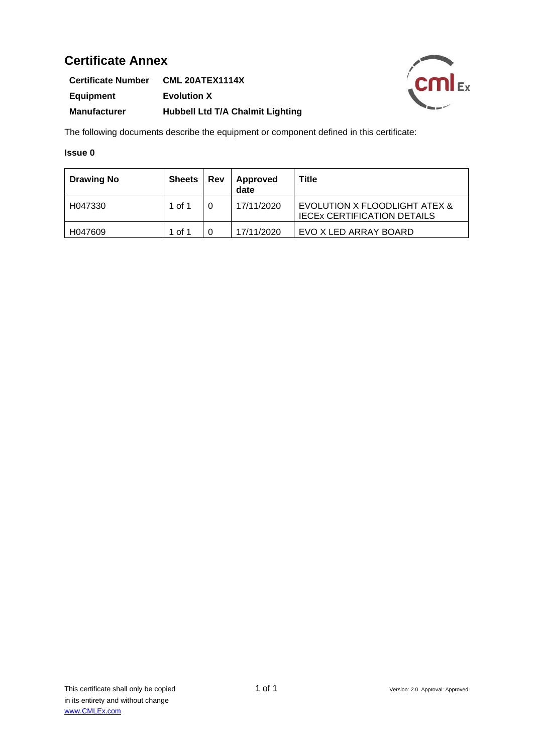# Certificate Annex

**Certificate Number** **CML 20ATEX1114X**

**Equipment** **Evolution X**

**Manufacturer** **Hubbell Ltd T/A Chalmit Lighting**

The following documents describe the equipment or component defined in this certificate:

**Issue 0**

| Drawing No | Sheets | Rev | Approved date | Title |
|---|---|---|---|---|
| H047330 | 1 of 1 | 0 | 17/11/2020 | EVOLUTION X FLOODLIGHT ATEX & IECEx CERTIFICATION DETAILS |
| H047609 | 1 of 1 | 0 | 17/11/2020 | EVO X LED ARRAY BOARD |

This certificate shall only be copied in its entirety and without change
www.CMLEx.com

Version: 2.0 Approval: Approved